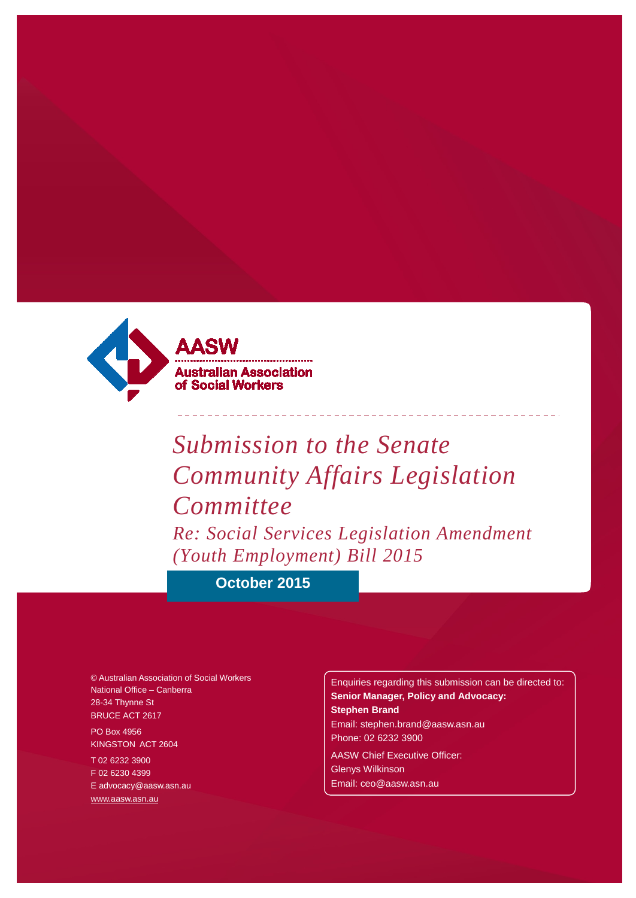**AASW**

**Australian Association of Social Workers**

# *Submission to the Senate Community Affairs Legislation Committee*

## *Re: Social Services Legislation Amendment (Youth Employment) Bill 2015*

**October 2015**

© Australian Association of Social Workers
National Office – Canberra
28-34 Thynne St
BRUCE ACT 2617

PO Box 4956
KINGSTON ACT 2604

T 02 6232 3900
F 02 6230 4399
E advocacy@aasw.asn.au
www.aasw.asn.au

Enquiries regarding this submission can be directed to:
**Senior Manager, Policy and Advocacy:**
**Stephen Brand**
Email: stephen.brand@aasw.asn.au
Phone: 02 6232 3900

AASW Chief Executive Officer:
Glenys Wilkinson
Email: ceo@aasw.asn.au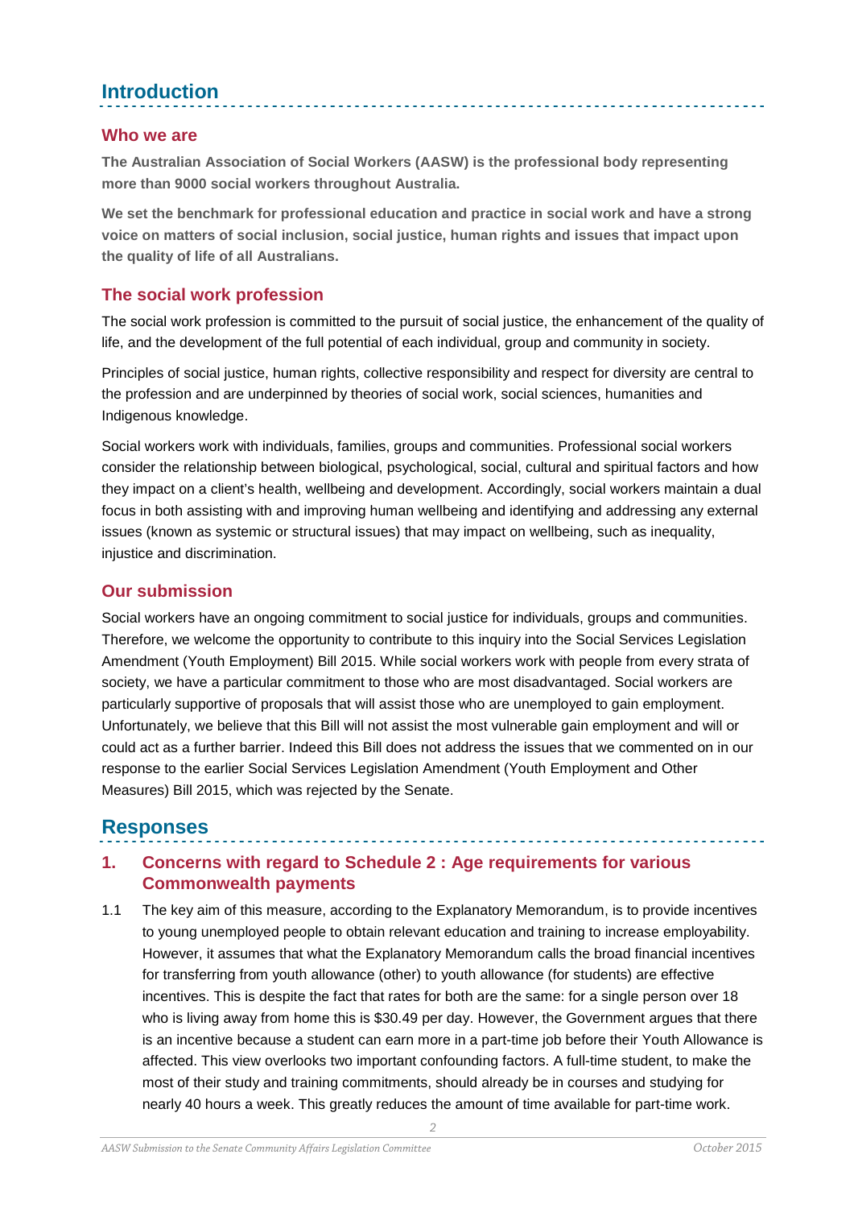# Introduction

## Who we are

**The Australian Association of Social Workers (AASW) is the professional body representing more than 9000 social workers throughout Australia.**

**We set the benchmark for professional education and practice in social work and have a strong voice on matters of social inclusion, social justice, human rights and issues that impact upon the quality of life of all Australians.**

## The social work profession

The social work profession is committed to the pursuit of social justice, the enhancement of the quality of life, and the development of the full potential of each individual, group and community in society.

Principles of social justice, human rights, collective responsibility and respect for diversity are central to the profession and are underpinned by theories of social work, social sciences, humanities and Indigenous knowledge.

Social workers work with individuals, families, groups and communities. Professional social workers consider the relationship between biological, psychological, social, cultural and spiritual factors and how they impact on a client's health, wellbeing and development. Accordingly, social workers maintain a dual focus in both assisting with and improving human wellbeing and identifying and addressing any external issues (known as systemic or structural issues) that may impact on wellbeing, such as inequality, injustice and discrimination.

## Our submission

Social workers have an ongoing commitment to social justice for individuals, groups and communities. Therefore, we welcome the opportunity to contribute to this inquiry into the Social Services Legislation Amendment (Youth Employment) Bill 2015. While social workers work with people from every strata of society, we have a particular commitment to those who are most disadvantaged. Social workers are particularly supportive of proposals that will assist those who are unemployed to gain employment. Unfortunately, we believe that this Bill will not assist the most vulnerable gain employment and will or could act as a further barrier. Indeed this Bill does not address the issues that we commented on in our response to the earlier Social Services Legislation Amendment (Youth Employment and Other Measures) Bill 2015, which was rejected by the Senate.

# Responses

## 1. Concerns with regard to Schedule 2 : Age requirements for various Commonwealth payments

1.1 The key aim of this measure, according to the Explanatory Memorandum, is to provide incentives to young unemployed people to obtain relevant education and training to increase employability. However, it assumes that what the Explanatory Memorandum calls the broad financial incentives for transferring from youth allowance (other) to youth allowance (for students) are effective incentives. This is despite the fact that rates for both are the same: for a single person over 18 who is living away from home this is $30.49 per day. However, the Government argues that there is an incentive because a student can earn more in a part-time job before their Youth Allowance is affected. This view overlooks two important confounding factors. A full-time student, to make the most of their study and training commitments, should already be in courses and studying for nearly 40 hours a week. This greatly reduces the amount of time available for part-time work.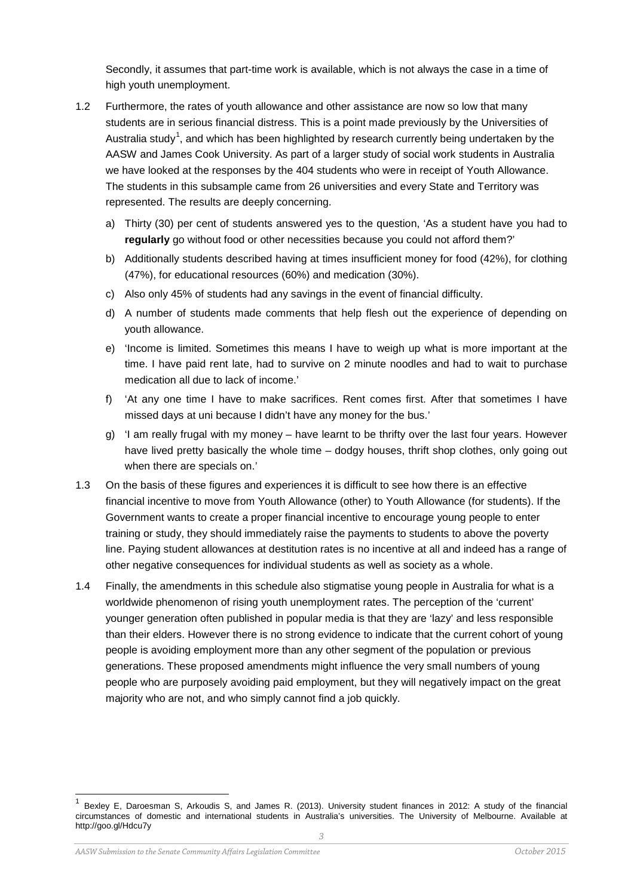Secondly, it assumes that part-time work is available, which is not always the case in a time of high youth unemployment.

1.2 Furthermore, the rates of youth allowance and other assistance are now so low that many students are in serious financial distress. This is a point made previously by the Universities of Australia study[1], and which has been highlighted by research currently being undertaken by the AASW and James Cook University. As part of a larger study of social work students in Australia we have looked at the responses by the 404 students who were in receipt of Youth Allowance. The students in this subsample came from 26 universities and every State and Territory was represented. The results are deeply concerning.

   a) Thirty (30) per cent of students answered yes to the question, 'As a student have you had to **regularly** go without food or other necessities because you could not afford them?'

   b) Additionally students described having at times insufficient money for food (42%), for clothing (47%), for educational resources (60%) and medication (30%).

   c) Also only 45% of students had any savings in the event of financial difficulty.

   d) A number of students made comments that help flesh out the experience of depending on youth allowance.

   e) 'Income is limited. Sometimes this means I have to weigh up what is more important at the time. I have paid rent late, had to survive on 2 minute noodles and had to wait to purchase medication all due to lack of income.'

   f) 'At any one time I have to make sacrifices. Rent comes first. After that sometimes I have missed days at uni because I didn't have any money for the bus.'

   g) 'I am really frugal with my money – have learnt to be thrifty over the last four years. However have lived pretty basically the whole time – dodgy houses, thrift shop clothes, only going out when there are specials on.'

1.3 On the basis of these figures and experiences it is difficult to see how there is an effective financial incentive to move from Youth Allowance (other) to Youth Allowance (for students). If the Government wants to create a proper financial incentive to encourage young people to enter training or study, they should immediately raise the payments to students to above the poverty line. Paying student allowances at destitution rates is no incentive at all and indeed has a range of other negative consequences for individual students as well as society as a whole.

1.4 Finally, the amendments in this schedule also stigmatise young people in Australia for what is a worldwide phenomenon of rising youth unemployment rates. The perception of the 'current' younger generation often published in popular media is that they are 'lazy' and less responsible than their elders. However there is no strong evidence to indicate that the current cohort of young people is avoiding employment more than any other segment of the population or previous generations. These proposed amendments might influence the very small numbers of young people who are purposely avoiding paid employment, but they will negatively impact on the great majority who are not, and who simply cannot find a job quickly.

---

[1] Bexley E, Daroesman S, Arkoudis S, and James R. (2013). University student finances in 2012: A study of the financial circumstances of domestic and international students in Australia's universities. The University of Melbourne. Available at http://goo.gl/Hdcu7y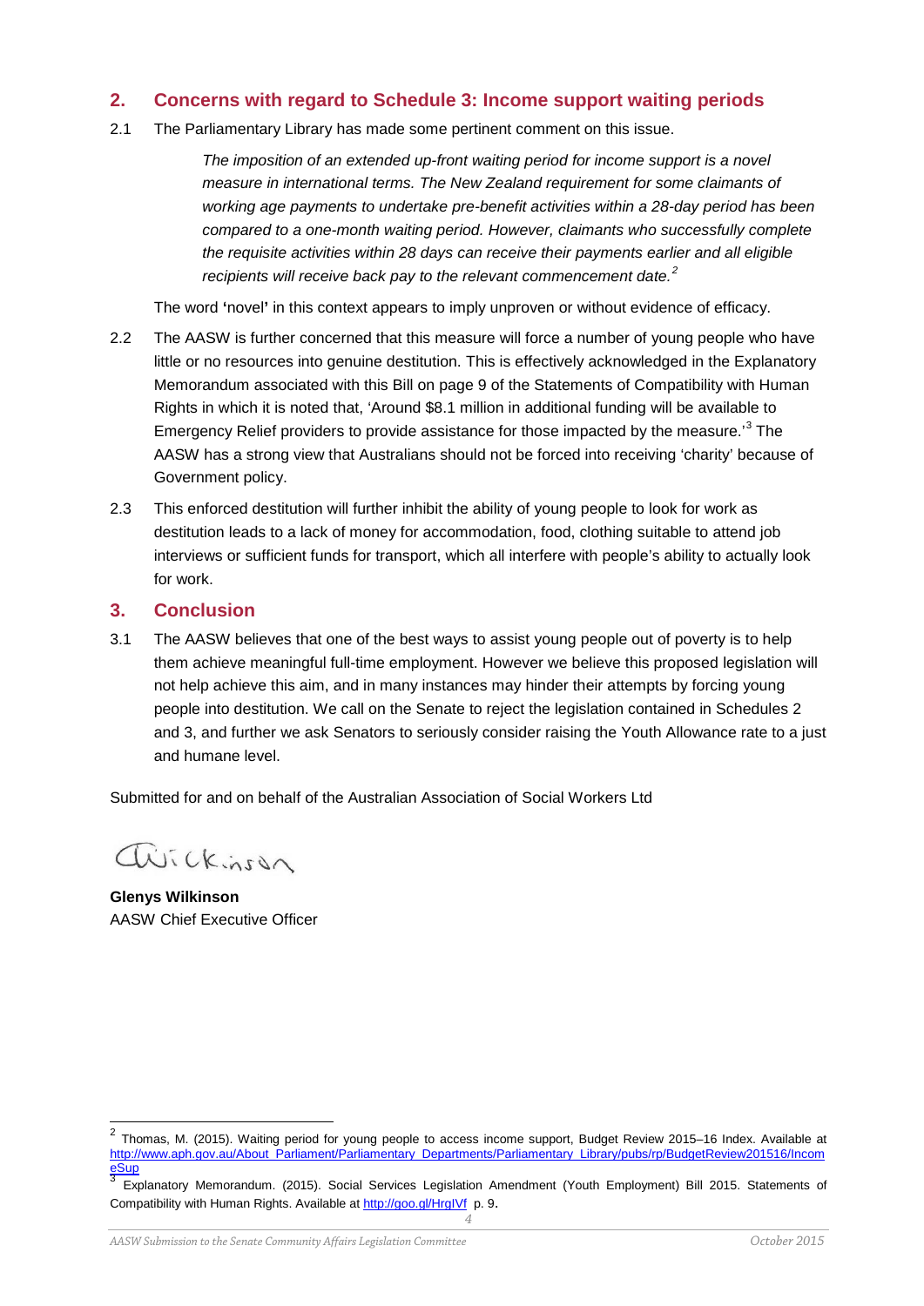## 2. Concerns with regard to Schedule 3: Income support waiting periods

2.1 The Parliamentary Library has made some pertinent comment on this issue.

> *The imposition of an extended up-front waiting period for income support is a novel measure in international terms. The New Zealand requirement for some claimants of working age payments to undertake pre-benefit activities within a 28-day period has been compared to a one-month waiting period. However, claimants who successfully complete the requisite activities within 28 days can receive their payments earlier and all eligible recipients will receive back pay to the relevant commencement date.*[2]

The word 'novel' in this context appears to imply unproven or without evidence of efficacy.

2.2 The AASW is further concerned that this measure will force a number of young people who have little or no resources into genuine destitution. This is effectively acknowledged in the Explanatory Memorandum associated with this Bill on page 9 of the Statements of Compatibility with Human Rights in which it is noted that, 'Around $8.1 million in additional funding will be available to Emergency Relief providers to provide assistance for those impacted by the measure.'[3] The AASW has a strong view that Australians should not be forced into receiving 'charity' because of Government policy.

2.3 This enforced destitution will further inhibit the ability of young people to look for work as destitution leads to a lack of money for accommodation, food, clothing suitable to attend job interviews or sufficient funds for transport, which all interfere with people's ability to actually look for work.

## 3. Conclusion

3.1 The AASW believes that one of the best ways to assist young people out of poverty is to help them achieve meaningful full-time employment. However we believe this proposed legislation will not help achieve this aim, and in many instances may hinder their attempts by forcing young people into destitution. We call on the Senate to reject the legislation contained in Schedules 2 and 3, and further we ask Senators to seriously consider raising the Youth Allowance rate to a just and humane level.

Submitted for and on behalf of the Australian Association of Social Workers Ltd

GWilkinson

**Glenys Wilkinson**
AASW Chief Executive Officer

---

[2] Thomas, M. (2015). Waiting period for young people to access income support, Budget Review 2015–16 Index. Available at http://www.aph.gov.au/About_Parliament/Parliamentary_Departments/Parliamentary_Library/pubs/rp/BudgetReview201516/IncomeSup

[3] Explanatory Memorandum. (2015). Social Services Legislation Amendment (Youth Employment) Bill 2015. Statements of Compatibility with Human Rights. Available at http://goo.gl/HrgIVf p. 9.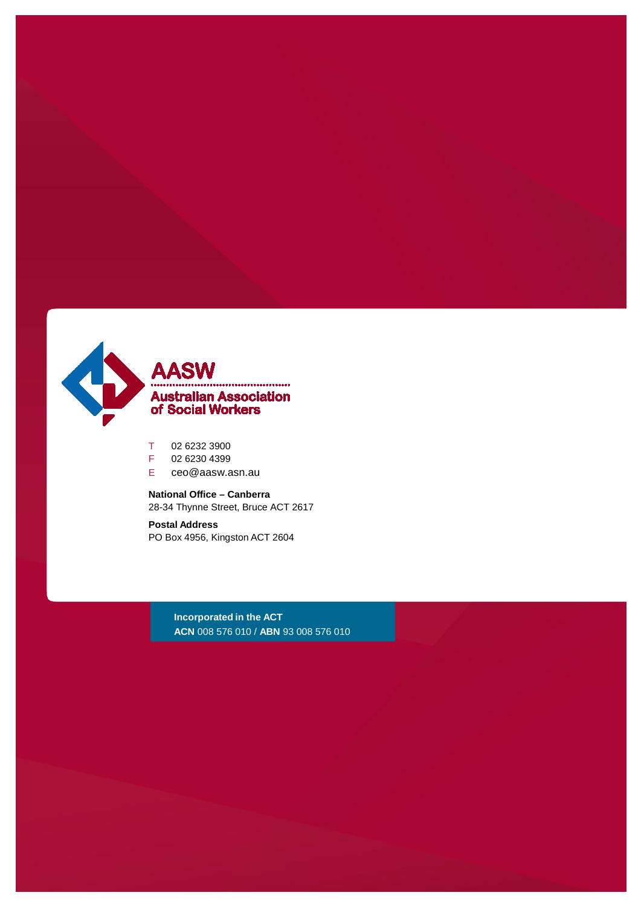**AASW**

**Australian Association of Social Workers**

T 02 6232 3900

F 02 6230 4399

E ceo@aasw.asn.au

**National Office – Canberra**

28-34 Thynne Street, Bruce ACT 2617

**Postal Address**

PO Box 4956, Kingston ACT 2604

**Incorporated in the ACT**

**ACN** 008 576 010 / **ABN** 93 008 576 010